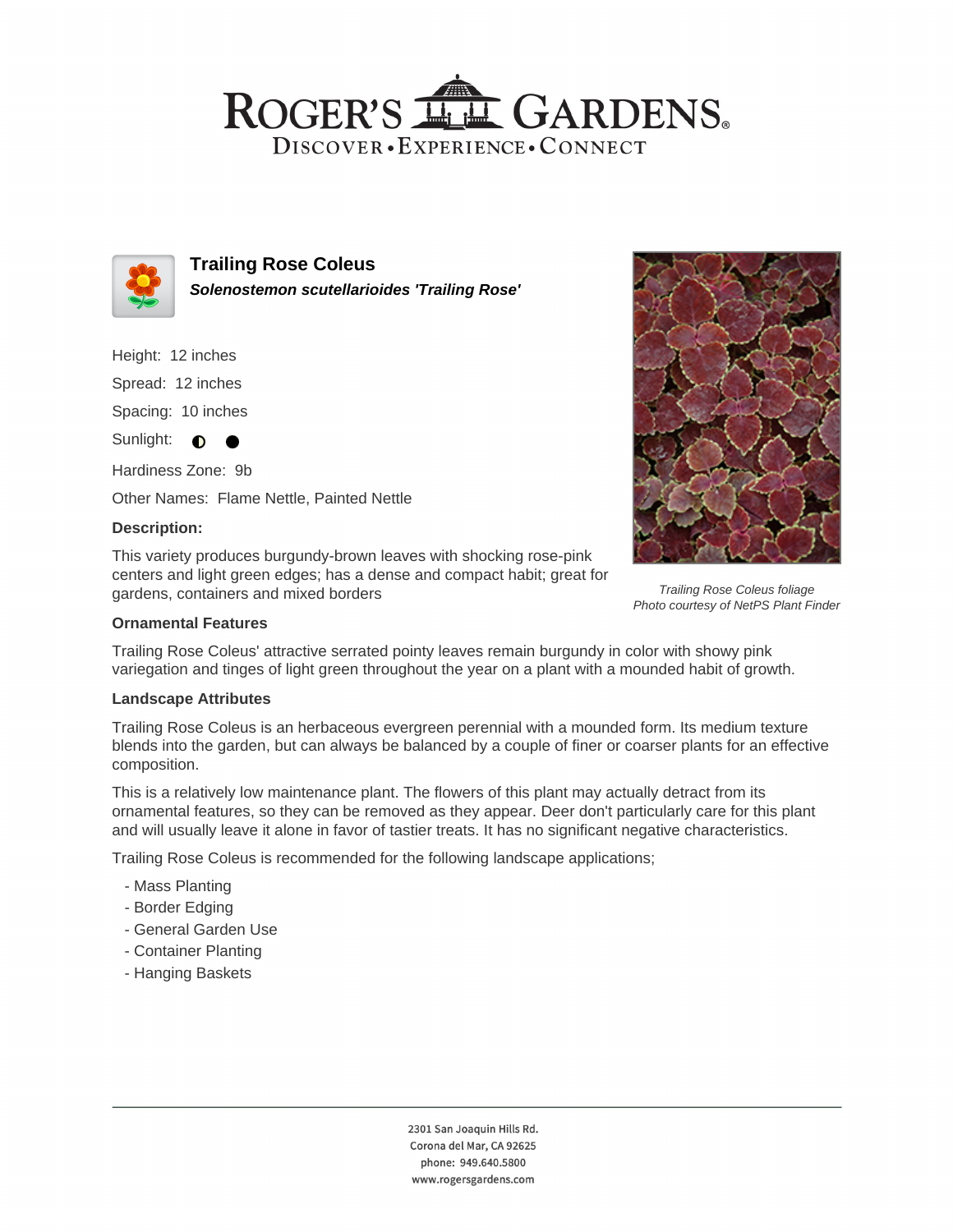# Trailing Rose Coleus

***Solenostemon scutellarioides 'Trailing Rose'***

Height: 12 inches

Spread: 12 inches

Spacing: 10 inches

Sunlight: ◐ ●

Hardiness Zone: 9b

Other Names: Flame Nettle, Painted Nettle

**Description:**

This variety produces burgundy-brown leaves with shocking rose-pink centers and light green edges; has a dense and compact habit; great for gardens, containers and mixed borders

*Trailing Rose Coleus foliage*
*Photo courtesy of NetPS Plant Finder*

### Ornamental Features

Trailing Rose Coleus' attractive serrated pointy leaves remain burgundy in color with showy pink variegation and tinges of light green throughout the year on a plant with a mounded habit of growth.

### Landscape Attributes

Trailing Rose Coleus is an herbaceous evergreen perennial with a mounded form. Its medium texture blends into the garden, but can always be balanced by a couple of finer or coarser plants for an effective composition.

This is a relatively low maintenance plant. The flowers of this plant may actually detract from its ornamental features, so they can be removed as they appear. Deer don't particularly care for this plant and will usually leave it alone in favor of tastier treats. It has no significant negative characteristics.

Trailing Rose Coleus is recommended for the following landscape applications;

- Mass Planting
- Border Edging
- General Garden Use
- Container Planting
- Hanging Baskets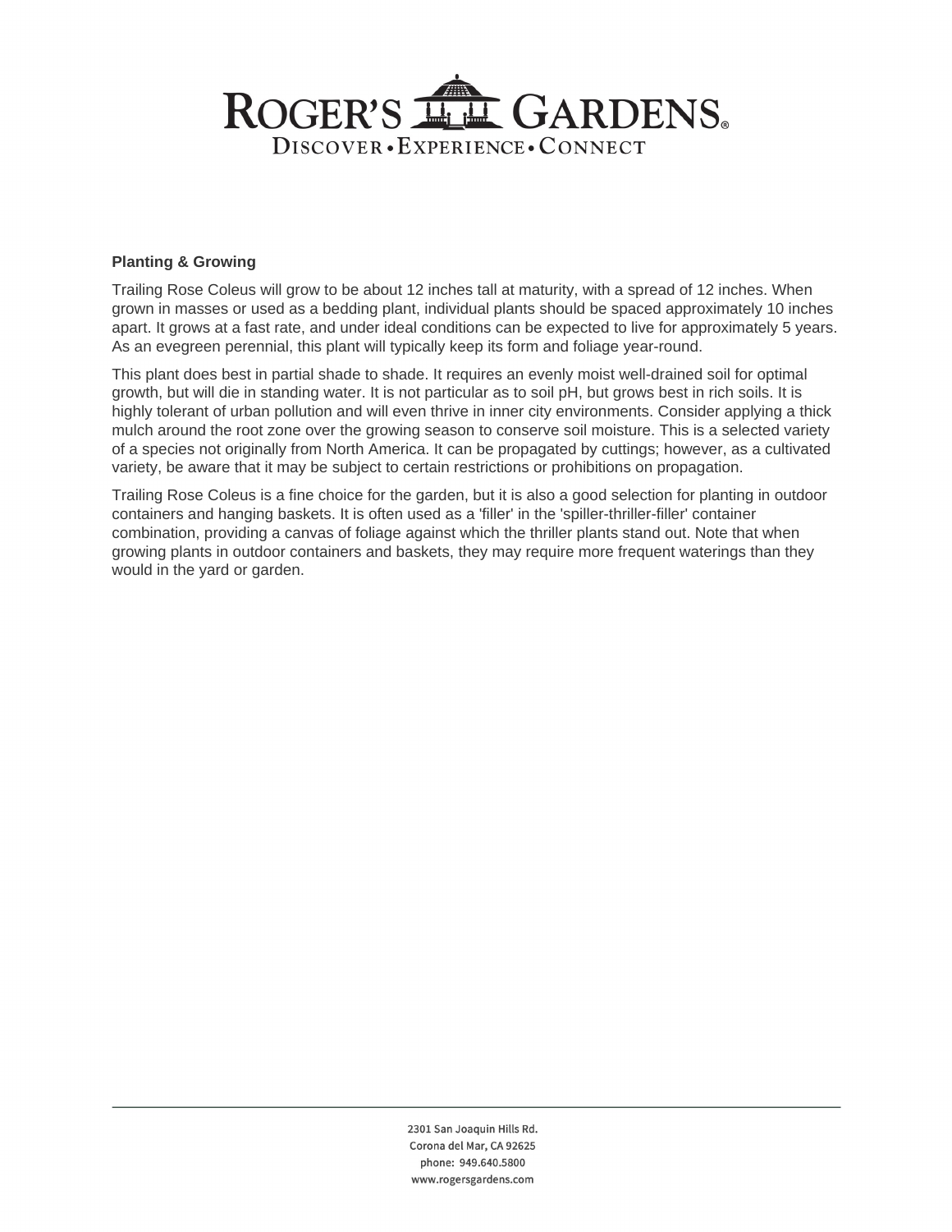**Planting & Growing**

Trailing Rose Coleus will grow to be about 12 inches tall at maturity, with a spread of 12 inches. When grown in masses or used as a bedding plant, individual plants should be spaced approximately 10 inches apart. It grows at a fast rate, and under ideal conditions can be expected to live for approximately 5 years. As an evegreen perennial, this plant will typically keep its form and foliage year-round.

This plant does best in partial shade to shade. It requires an evenly moist well-drained soil for optimal growth, but will die in standing water. It is not particular as to soil pH, but grows best in rich soils. It is highly tolerant of urban pollution and will even thrive in inner city environments. Consider applying a thick mulch around the root zone over the growing season to conserve soil moisture. This is a selected variety of a species not originally from North America. It can be propagated by cuttings; however, as a cultivated variety, be aware that it may be subject to certain restrictions or prohibitions on propagation.

Trailing Rose Coleus is a fine choice for the garden, but it is also a good selection for planting in outdoor containers and hanging baskets. It is often used as a 'filler' in the 'spiller-thriller-filler' container combination, providing a canvas of foliage against which the thriller plants stand out. Note that when growing plants in outdoor containers and baskets, they may require more frequent waterings than they would in the yard or garden.